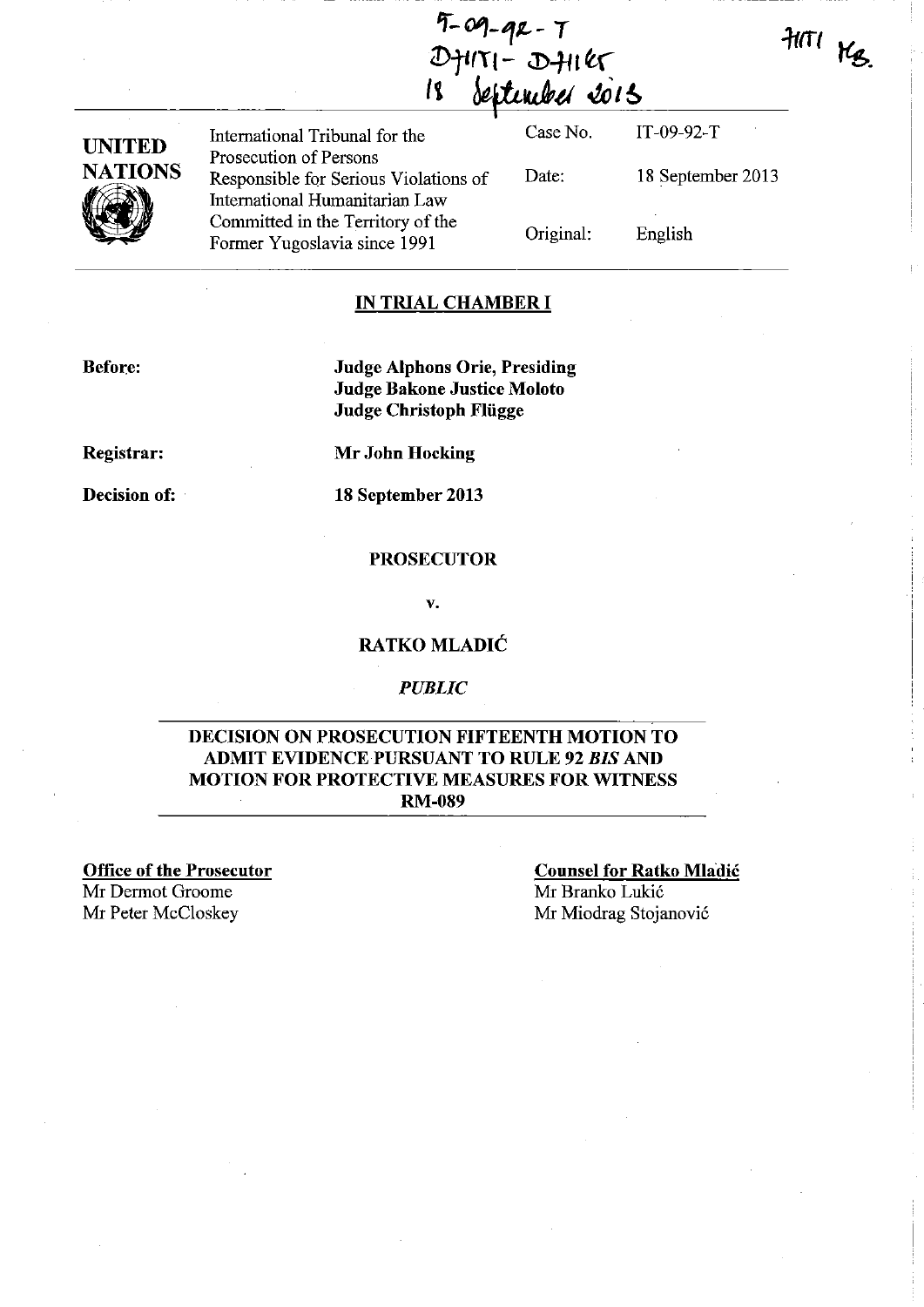IT-09-92-T
D71171 - D71165
18 September 2013

71171 MB.

| UNITED NATIONS | International Tribunal for the Prosecution of Persons Responsible for Serious Violations of International Humanitarian Law Committed in the Territory of the Former Yugoslavia since 1991 | Case No. | IT-09-92-T |
|---|---|---|---|
| | | Date: | 18 September 2013 |
| | | Original: | English |

## IN TRIAL CHAMBER I

**Before:** **Judge Alphons Orie, Presiding**
**Judge Bakone Justice Moloto**
**Judge Christoph Flügge**

**Registrar:** **Mr John Hocking**

**Decision of:** **18 September 2013**

**PROSECUTOR**

**v.**

**RATKO MLADIĆ**

*PUBLIC*

## DECISION ON PROSECUTION FIFTEENTH MOTION TO ADMIT EVIDENCE PURSUANT TO RULE 92 *BIS* AND MOTION FOR PROTECTIVE MEASURES FOR WITNESS RM-089

**Office of the Prosecutor**
Mr Dermot Groome
Mr Peter McCloskey

**Counsel for Ratko Mladić**
Mr Branko Lukić
Mr Miodrag Stojanović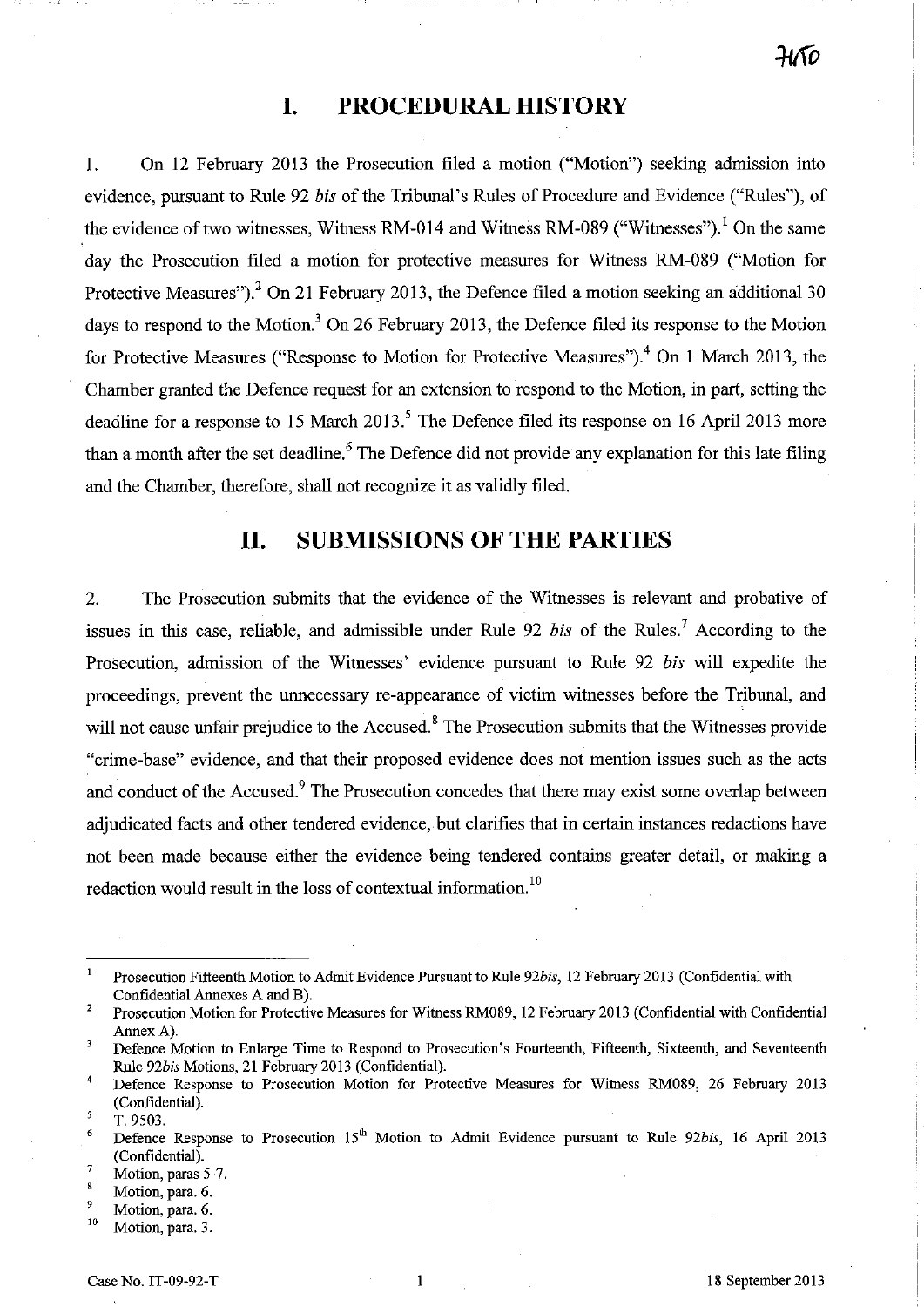# I. PROCEDURAL HISTORY

1. On 12 February 2013 the Prosecution filed a motion ("Motion") seeking admission into evidence, pursuant to Rule 92 *bis* of the Tribunal's Rules of Procedure and Evidence ("Rules"), of the evidence of two witnesses, Witness RM-014 and Witness RM-089 ("Witnesses").[1] On the same day the Prosecution filed a motion for protective measures for Witness RM-089 ("Motion for Protective Measures").[2] On 21 February 2013, the Defence filed a motion seeking an additional 30 days to respond to the Motion.[3] On 26 February 2013, the Defence filed its response to the Motion for Protective Measures ("Response to Motion for Protective Measures").[4] On 1 March 2013, the Chamber granted the Defence request for an extension to respond to the Motion, in part, setting the deadline for a response to 15 March 2013.[5] The Defence filed its response on 16 April 2013 more than a month after the set deadline.[6] The Defence did not provide any explanation for this late filing and the Chamber, therefore, shall not recognize it as validly filed.

# II. SUBMISSIONS OF THE PARTIES

2. The Prosecution submits that the evidence of the Witnesses is relevant and probative of issues in this case, reliable, and admissible under Rule 92 *bis* of the Rules.[7] According to the Prosecution, admission of the Witnesses' evidence pursuant to Rule 92 *bis* will expedite the proceedings, prevent the unnecessary re-appearance of victim witnesses before the Tribunal, and will not cause unfair prejudice to the Accused.[8] The Prosecution submits that the Witnesses provide "crime-base" evidence, and that their proposed evidence does not mention issues such as the acts and conduct of the Accused.[9] The Prosecution concedes that there may exist some overlap between adjudicated facts and other tendered evidence, but clarifies that in certain instances redactions have not been made because either the evidence being tendered contains greater detail, or making a redaction would result in the loss of contextual information.[10]

---

[1] Prosecution Fifteenth Motion to Admit Evidence Pursuant to Rule 92*bis*, 12 February 2013 (Confidential with Confidential Annexes A and B).

[2] Prosecution Motion for Protective Measures for Witness RM089, 12 February 2013 (Confidential with Confidential Annex A).

[3] Defence Motion to Enlarge Time to Respond to Prosecution's Fourteenth, Fifteenth, Sixteenth, and Seventeenth Rule 92*bis* Motions, 21 February 2013 (Confidential).

[4] Defence Response to Prosecution Motion for Protective Measures for Witness RM089, 26 February 2013 (Confidential).

[5] T. 9503.

[6] Defence Response to Prosecution 15th Motion to Admit Evidence pursuant to Rule 92*bis*, 16 April 2013 (Confidential).

[7] Motion, paras 5-7.

[8] Motion, para. 6.

[9] Motion, para. 6.

[10] Motion, para. 3.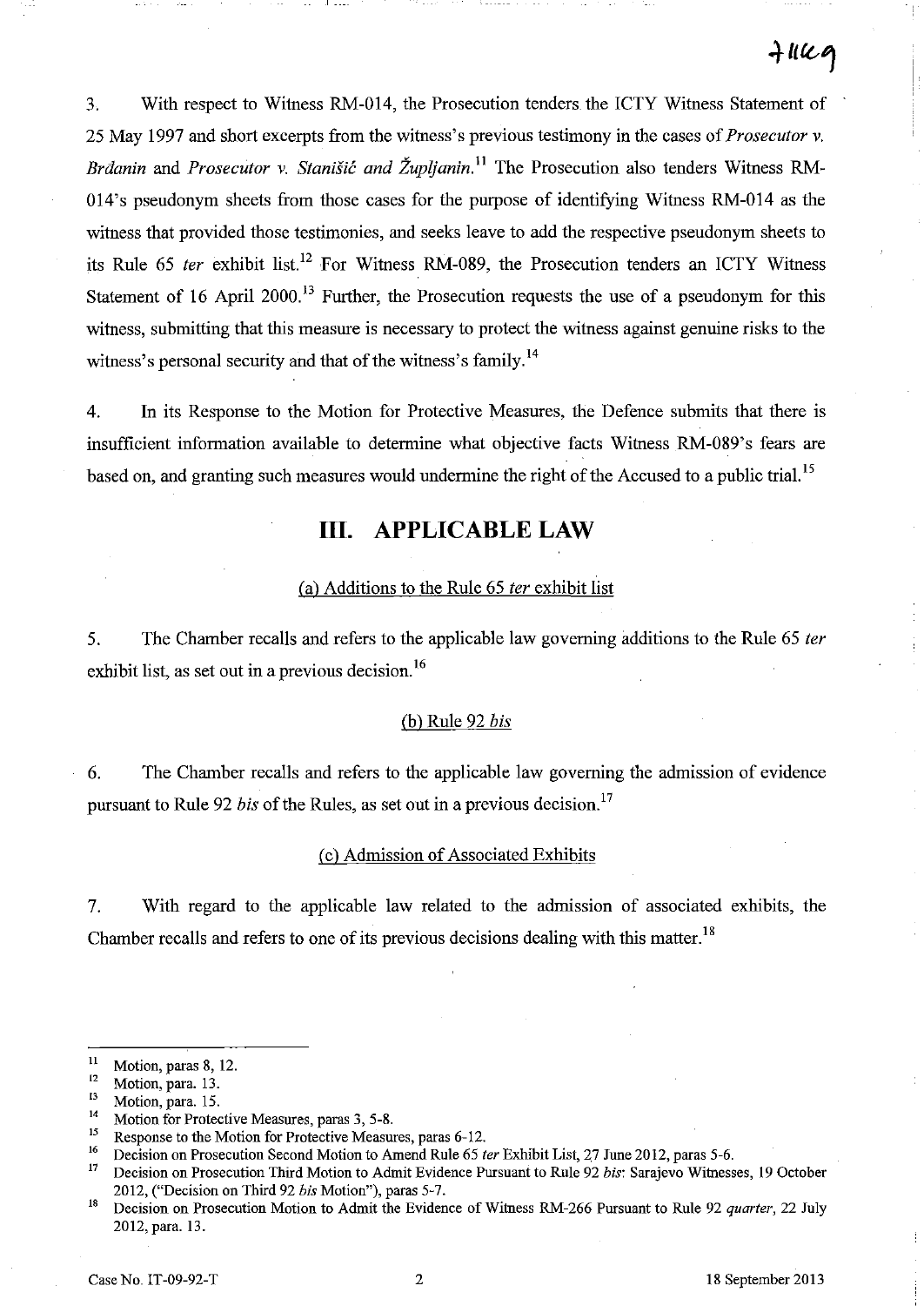3. With respect to Witness RM-014, the Prosecution tenders the ICTY Witness Statement of 25 May 1997 and short excerpts from the witness's previous testimony in the cases of *Prosecutor v. Brđanin* and *Prosecutor v. Stanišić and Župljanin*.[11] The Prosecution also tenders Witness RM-014's pseudonym sheets from those cases for the purpose of identifying Witness RM-014 as the witness that provided those testimonies, and seeks leave to add the respective pseudonym sheets to its Rule 65 *ter* exhibit list.[12] For Witness RM-089, the Prosecution tenders an ICTY Witness Statement of 16 April 2000.[13] Further, the Prosecution requests the use of a pseudonym for this witness, submitting that this measure is necessary to protect the witness against genuine risks to the witness's personal security and that of the witness's family.[14]

4. In its Response to the Motion for Protective Measures, the Defence submits that there is insufficient information available to determine what objective facts Witness RM-089's fears are based on, and granting such measures would undermine the right of the Accused to a public trial.[15]

## III. APPLICABLE LAW

### (a) Additions to the Rule 65 *ter* exhibit list

5. The Chamber recalls and refers to the applicable law governing additions to the Rule 65 *ter* exhibit list, as set out in a previous decision.[16]

### (b) Rule 92 *bis*

6. The Chamber recalls and refers to the applicable law governing the admission of evidence pursuant to Rule 92 *bis* of the Rules, as set out in a previous decision.[17]

### (c) Admission of Associated Exhibits

7. With regard to the applicable law related to the admission of associated exhibits, the Chamber recalls and refers to one of its previous decisions dealing with this matter.[18]

---

[11] Motion, paras 8, 12.

[12] Motion, para. 13.

[13] Motion, para. 15.

[14] Motion for Protective Measures, paras 3, 5-8.

[15] Response to the Motion for Protective Measures, paras 6-12.

[16] Decision on Prosecution Second Motion to Amend Rule 65 *ter* Exhibit List, 27 June 2012, paras 5-6.

[17] Decision on Prosecution Third Motion to Admit Evidence Pursuant to Rule 92 *bis*: Sarajevo Witnesses, 19 October 2012, ("Decision on Third 92 *bis* Motion"), paras 5-7.

[18] Decision on Prosecution Motion to Admit the Evidence of Witness RM-266 Pursuant to Rule 92 *quarter*, 22 July 2012, para. 13.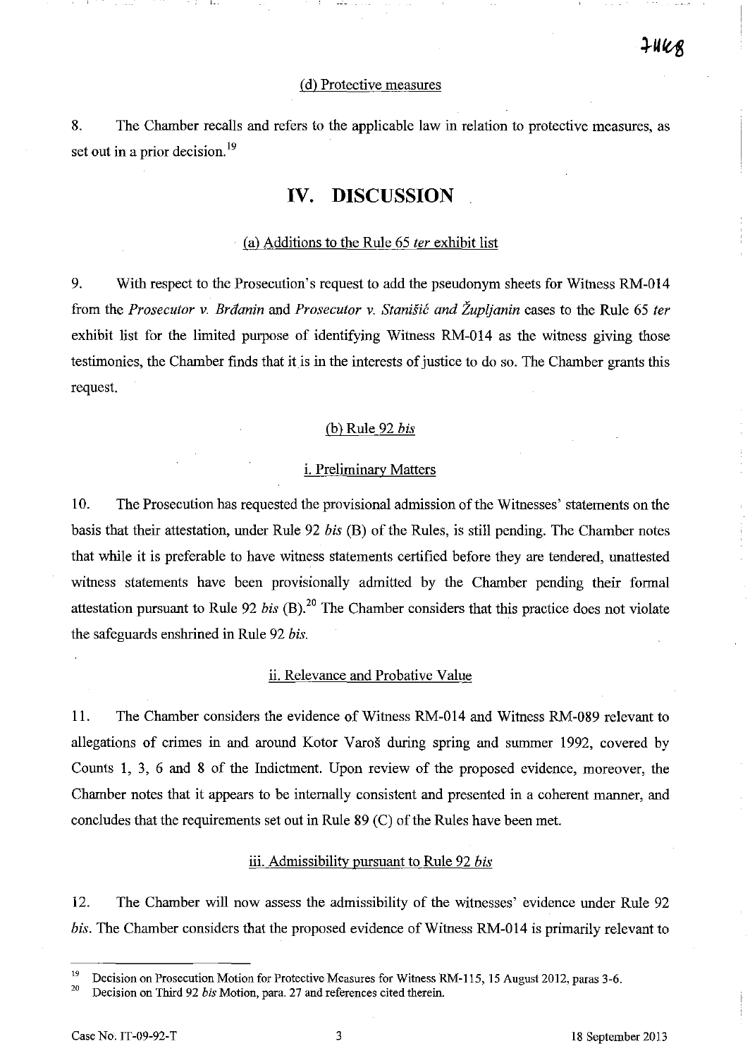(d) Protective measures

8. The Chamber recalls and refers to the applicable law in relation to protective measures, as set out in a prior decision.[19]

# IV. DISCUSSION

(a) Additions to the Rule 65 *ter* exhibit list

9. With respect to the Prosecution's request to add the pseudonym sheets for Witness RM-014 from the *Prosecutor v. Brđanin* and *Prosecutor v. Stanišić and Župljanin* cases to the Rule 65 *ter* exhibit list for the limited purpose of identifying Witness RM-014 as the witness giving those testimonies, the Chamber finds that it is in the interests of justice to do so. The Chamber grants this request.

(b) Rule 92 *bis*

i. Preliminary Matters

10. The Prosecution has requested the provisional admission of the Witnesses' statements on the basis that their attestation, under Rule 92 *bis* (B) of the Rules, is still pending. The Chamber notes that while it is preferable to have witness statements certified before they are tendered, unattested witness statements have been provisionally admitted by the Chamber pending their formal attestation pursuant to Rule 92 *bis* (B).[20] The Chamber considers that this practice does not violate the safeguards enshrined in Rule 92 *bis*.

ii. Relevance and Probative Value

11. The Chamber considers the evidence of Witness RM-014 and Witness RM-089 relevant to allegations of crimes in and around Kotor Varoš during spring and summer 1992, covered by Counts 1, 3, 6 and 8 of the Indictment. Upon review of the proposed evidence, moreover, the Chamber notes that it appears to be internally consistent and presented in a coherent manner, and concludes that the requirements set out in Rule 89 (C) of the Rules have been met.

iii. Admissibility pursuant to Rule 92 *bis*

12. The Chamber will now assess the admissibility of the witnesses' evidence under Rule 92 *bis*. The Chamber considers that the proposed evidence of Witness RM-014 is primarily relevant to

---

[19] Decision on Prosecution Motion for Protective Measures for Witness RM-115, 15 August 2012, paras 3-6.

[20] Decision on Third 92 *bis* Motion, para. 27 and references cited therein.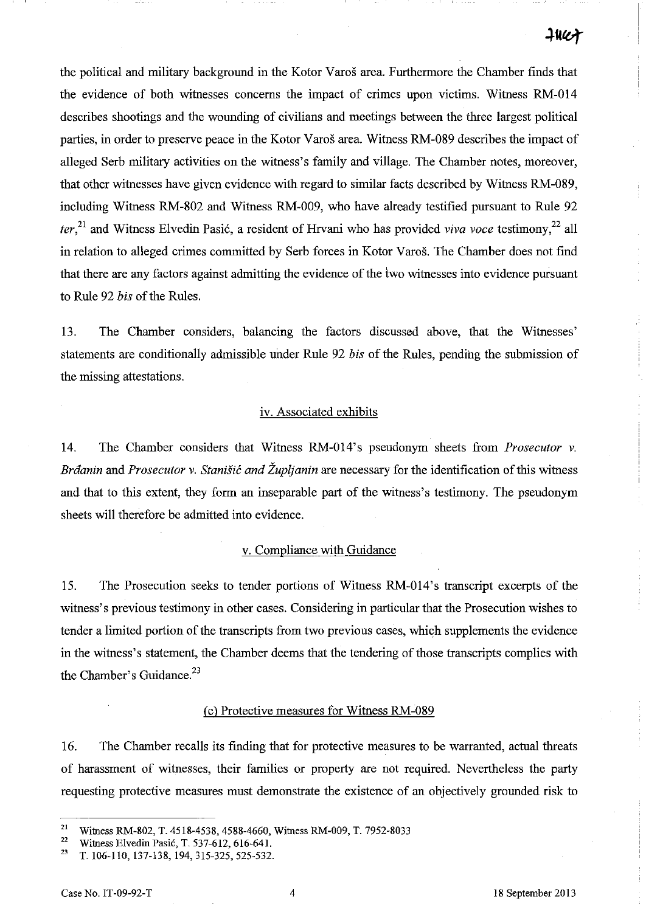the political and military background in the Kotor Varoš area. Furthermore the Chamber finds that the evidence of both witnesses concerns the impact of crimes upon victims. Witness RM-014 describes shootings and the wounding of civilians and meetings between the three largest political parties, in order to preserve peace in the Kotor Varoš area. Witness RM-089 describes the impact of alleged Serb military activities on the witness's family and village. The Chamber notes, moreover, that other witnesses have given evidence with regard to similar facts described by Witness RM-089, including Witness RM-802 and Witness RM-009, who have already testified pursuant to Rule 92 *ter*,[21] and Witness Elvedin Pasić, a resident of Hrvani who has provided *viva voce* testimony,[22] all in relation to alleged crimes committed by Serb forces in Kotor Varoš. The Chamber does not find that there are any factors against admitting the evidence of the two witnesses into evidence pursuant to Rule 92 *bis* of the Rules.

13. The Chamber considers, balancing the factors discussed above, that the Witnesses' statements are conditionally admissible under Rule 92 *bis* of the Rules, pending the submission of the missing attestations.

### iv. Associated exhibits

14. The Chamber considers that Witness RM-014's pseudonym sheets from *Prosecutor v. Brđanin* and *Prosecutor v. Stanišić and Župljanin* are necessary for the identification of this witness and that to this extent, they form an inseparable part of the witness's testimony. The pseudonym sheets will therefore be admitted into evidence.

### v. Compliance with Guidance

15. The Prosecution seeks to tender portions of Witness RM-014's transcript excerpts of the witness's previous testimony in other cases. Considering in particular that the Prosecution wishes to tender a limited portion of the transcripts from two previous cases, which supplements the evidence in the witness's statement, the Chamber deems that the tendering of those transcripts complies with the Chamber's Guidance.[23]

### (c) Protective measures for Witness RM-089

16. The Chamber recalls its finding that for protective measures to be warranted, actual threats of harassment of witnesses, their families or property are not required. Nevertheless the party requesting protective measures must demonstrate the existence of an objectively grounded risk to

---

[21] Witness RM-802, T. 4518-4538, 4588-4660, Witness RM-009, T. 7952-8033

[22] Witness Elvedin Pasić, T. 537-612, 616-641.

[23] T. 106-110, 137-138, 194, 315-325, 525-532.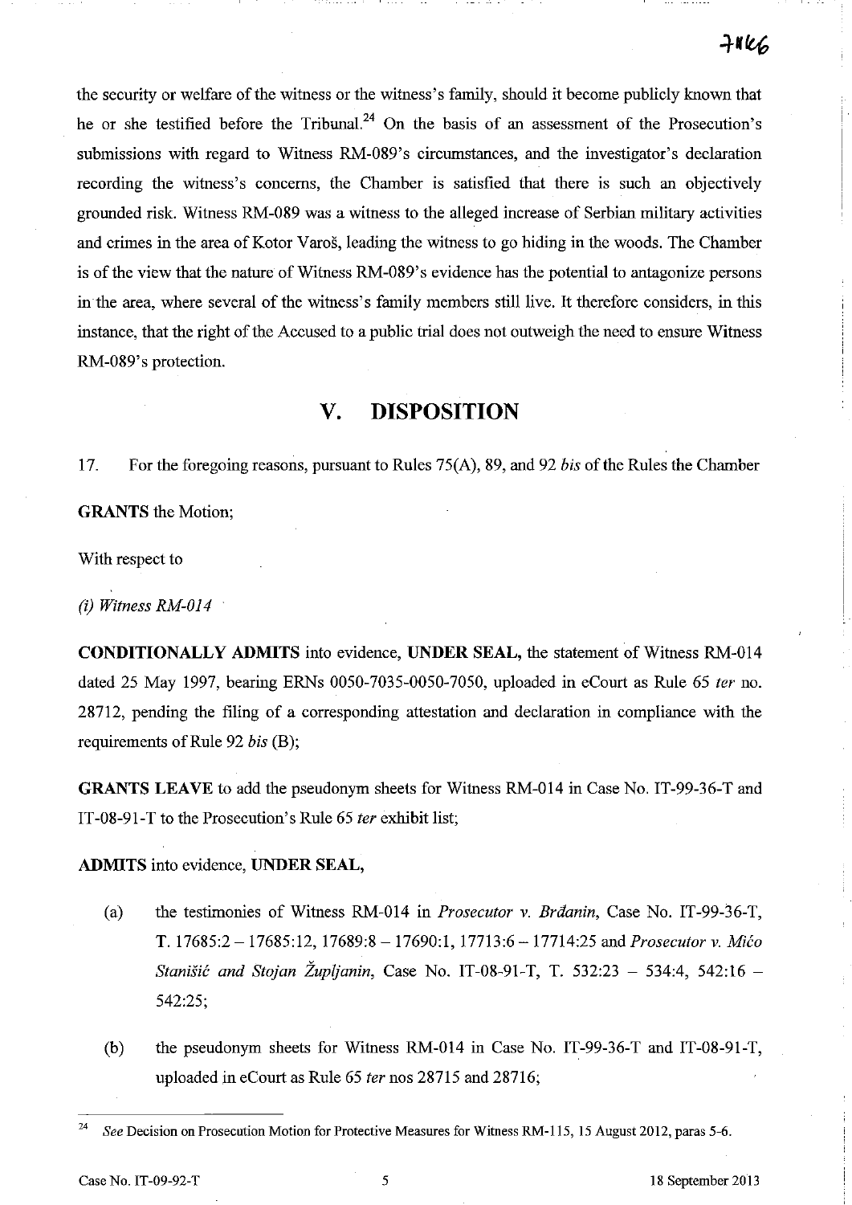the security or welfare of the witness or the witness's family, should it become publicly known that he or she testified before the Tribunal.[24] On the basis of an assessment of the Prosecution's submissions with regard to Witness RM-089's circumstances, and the investigator's declaration recording the witness's concerns, the Chamber is satisfied that there is such an objectively grounded risk. Witness RM-089 was a witness to the alleged increase of Serbian military activities and crimes in the area of Kotor Varoš, leading the witness to go hiding in the woods. The Chamber is of the view that the nature of Witness RM-089's evidence has the potential to antagonize persons in the area, where several of the witness's family members still live. It therefore considers, in this instance, that the right of the Accused to a public trial does not outweigh the need to ensure Witness RM-089's protection.

# V. DISPOSITION

17. For the foregoing reasons, pursuant to Rules 75(A), 89, and 92 *bis* of the Rules the Chamber

**GRANTS** the Motion;

With respect to

*(i) Witness RM-014*

**CONDITIONALLY ADMITS** into evidence, **UNDER SEAL,** the statement of Witness RM-014 dated 25 May 1997, bearing ERNs 0050-7035-0050-7050, uploaded in eCourt as Rule 65 *ter* no. 28712, pending the filing of a corresponding attestation and declaration in compliance with the requirements of Rule 92 *bis* (B);

**GRANTS LEAVE** to add the pseudonym sheets for Witness RM-014 in Case No. IT-99-36-T and IT-08-91-T to the Prosecution's Rule 65 *ter* exhibit list;

**ADMITS** into evidence, **UNDER SEAL,**

(a) the testimonies of Witness RM-014 in *Prosecutor v. Brđanin*, Case No. IT-99-36-T, T. 17685:2 – 17685:12, 17689:8 – 17690:1, 17713:6 – 17714:25 and *Prosecutor v. Mićo Stanišić and Stojan Župljanin*, Case No. IT-08-91-T, T. 532:23 – 534:4, 542:16 – 542:25;

(b) the pseudonym sheets for Witness RM-014 in Case No. IT-99-36-T and IT-08-91-T, uploaded in eCourt as Rule 65 *ter* nos 28715 and 28716;

[24] *See* Decision on Prosecution Motion for Protective Measures for Witness RM-115, 15 August 2012, paras 5-6.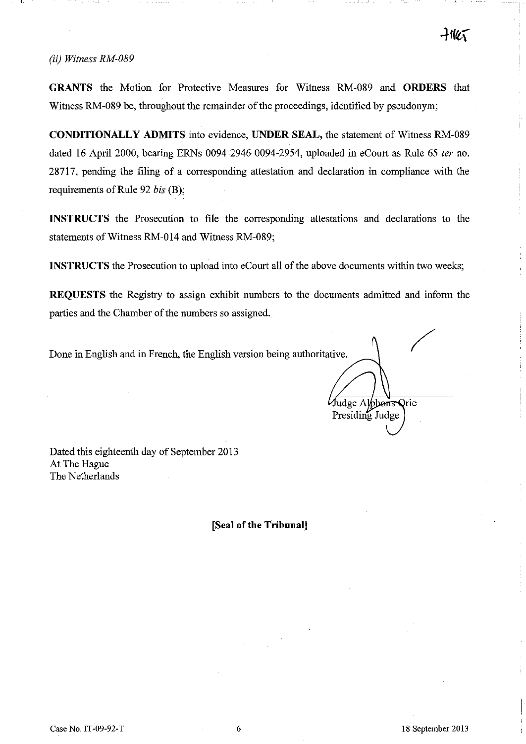*(ii) Witness RM-089*

**GRANTS** the Motion for Protective Measures for Witness RM-089 and **ORDERS** that Witness RM-089 be, throughout the remainder of the proceedings, identified by pseudonym;

**CONDITIONALLY ADMITS** into evidence, **UNDER SEAL,** the statement of Witness RM-089 dated 16 April 2000, bearing ERNs 0094-2946-0094-2954, uploaded in eCourt as Rule 65 *ter* no. 28717, pending the filing of a corresponding attestation and declaration in compliance with the requirements of Rule 92 *bis* (B);

**INSTRUCTS** the Prosecution to file the corresponding attestations and declarations to the statements of Witness RM-014 and Witness RM-089;

**INSTRUCTS** the Prosecution to upload into eCourt all of the above documents within two weeks;

**REQUESTS** the Registry to assign exhibit numbers to the documents admitted and inform the parties and the Chamber of the numbers so assigned.

Done in English and in French, the English version being authoritative.

Judge Alphons Orie
Presiding Judge

Dated this eighteenth day of September 2013
At The Hague
The Netherlands

**[Seal of the Tribunal]**